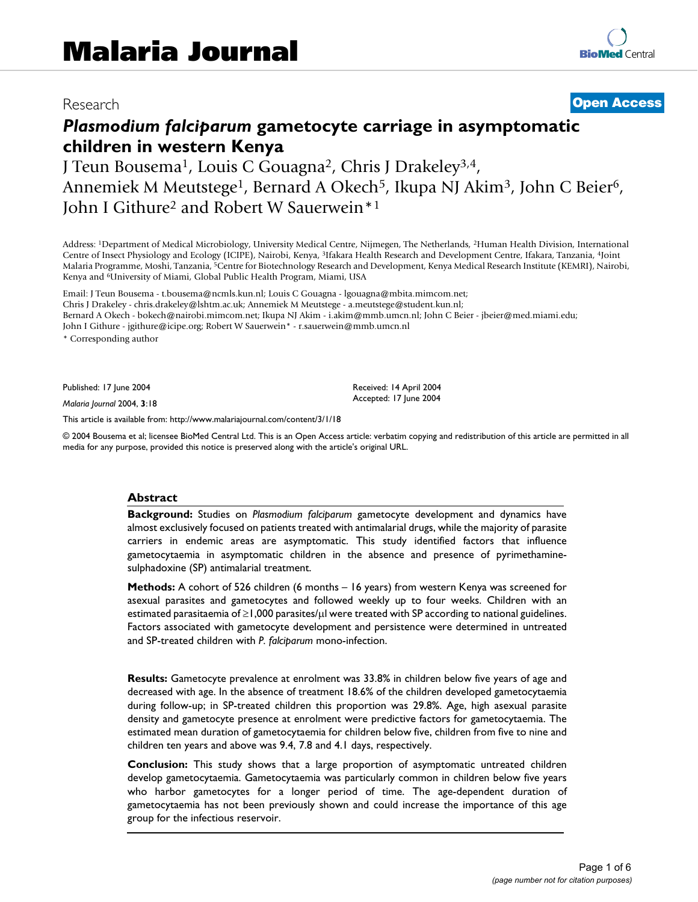Research

**Open Access**

# *Plasmodium falciparum* gametocyte carriage in asymptomatic children in western Kenya

J Teun Bousema[1], Louis C Gouagna[2], Chris J Drakeley[3,4], Annemiek M Meutstege[1], Bernard A Okech[5], Ikupa NJ Akim[3], John C Beier[6], John I Githure[2] and Robert W Sauerwein*[1]

Address: [1]Department of Medical Microbiology, University Medical Centre, Nijmegen, The Netherlands, [2]Human Health Division, International Centre of Insect Physiology and Ecology (ICIPE), Nairobi, Kenya, [3]Ifakara Health Research and Development Centre, Ifakara, Tanzania, [4]Joint Malaria Programme, Moshi, Tanzania, [5]Centre for Biotechnology Research and Development, Kenya Medical Research Institute (KEMRI), Nairobi, Kenya and [6]University of Miami, Global Public Health Program, Miami, USA

Email: J Teun Bousema - t.bousema@ncmls.kun.nl; Louis C Gouagna - lgouagna@mbita.mimcom.net; Chris J Drakeley - chris.drakeley@lshtm.ac.uk; Annemiek M Meutstege - a.meutstege@student.kun.nl; Bernard A Okech - bokech@nairobi.mimcom.net; Ikupa NJ Akim - i.akim@mmb.umcn.nl; John C Beier - jbeier@med.miami.edu; John I Githure - jgithure@icipe.org; Robert W Sauerwein* - r.sauerwein@mmb.umcn.nl

\* Corresponding author

Published: 17 June 2004

*Malaria Journal* 2004, **3**:18

Received: 14 April 2004
Accepted: 17 June 2004

This article is available from: http://www.malariajournal.com/content/3/1/18

© 2004 Bousema et al; licensee BioMed Central Ltd. This is an Open Access article: verbatim copying and redistribution of this article are permitted in all media for any purpose, provided this notice is preserved along with the article's original URL.

## Abstract

**Background:** Studies on *Plasmodium falciparum* gametocyte development and dynamics have almost exclusively focused on patients treated with antimalarial drugs, while the majority of parasite carriers in endemic areas are asymptomatic. This study identified factors that influence gametocytaemia in asymptomatic children in the absence and presence of pyrimethamine-sulphadoxine (SP) antimalarial treatment.

**Methods:** A cohort of 526 children (6 months – 16 years) from western Kenya was screened for asexual parasites and gametocytes and followed weekly up to four weeks. Children with an estimated parasitaemia of ≥1,000 parasites/µl were treated with SP according to national guidelines. Factors associated with gametocyte development and persistence were determined in untreated and SP-treated children with *P. falciparum* mono-infection.

**Results:** Gametocyte prevalence at enrolment was 33.8% in children below five years of age and decreased with age. In the absence of treatment 18.6% of the children developed gametocytaemia during follow-up; in SP-treated children this proportion was 29.8%. Age, high asexual parasite density and gametocyte presence at enrolment were predictive factors for gametocytaemia. The estimated mean duration of gametocytaemia for children below five, children from five to nine and children ten years and above was 9.4, 7.8 and 4.1 days, respectively.

**Conclusion:** This study shows that a large proportion of asymptomatic untreated children develop gametocytaemia. Gametocytaemia was particularly common in children below five years who harbor gametocytes for a longer period of time. The age-dependent duration of gametocytaemia has not been previously shown and could increase the importance of this age group for the infectious reservoir.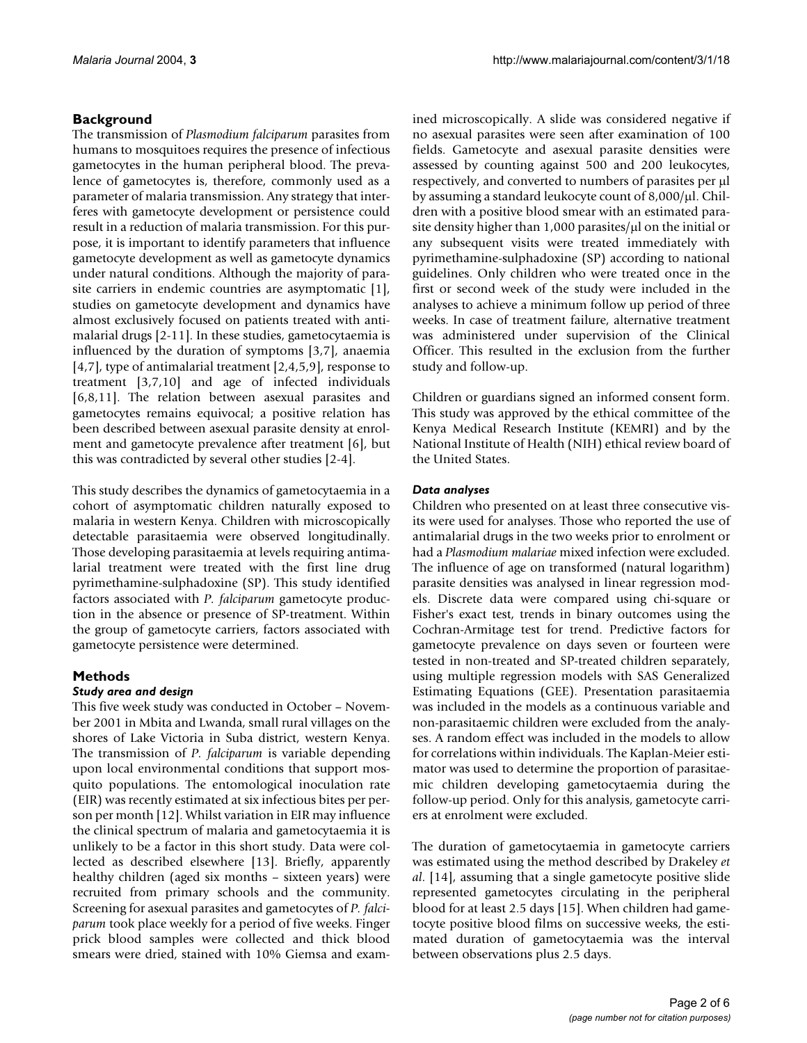## Background

The transmission of *Plasmodium falciparum* parasites from humans to mosquitoes requires the presence of infectious gametocytes in the human peripheral blood. The prevalence of gametocytes is, therefore, commonly used as a parameter of malaria transmission. Any strategy that interferes with gametocyte development or persistence could result in a reduction of malaria transmission. For this purpose, it is important to identify parameters that influence gametocyte development as well as gametocyte dynamics under natural conditions. Although the majority of parasite carriers in endemic countries are asymptomatic [1], studies on gametocyte development and dynamics have almost exclusively focused on patients treated with antimalarial drugs [2-11]. In these studies, gametocytaemia is influenced by the duration of symptoms [3,7], anaemia [4,7], type of antimalarial treatment [2,4,5,9], response to treatment [3,7,10] and age of infected individuals [6,8,11]. The relation between asexual parasites and gametocytes remains equivocal; a positive relation has been described between asexual parasite density at enrolment and gametocyte prevalence after treatment [6], but this was contradicted by several other studies [2-4].

This study describes the dynamics of gametocytaemia in a cohort of asymptomatic children naturally exposed to malaria in western Kenya. Children with microscopically detectable parasitaemia were observed longitudinally. Those developing parasitaemia at levels requiring antimalarial treatment were treated with the first line drug pyrimethamine-sulphadoxine (SP). This study identified factors associated with *P. falciparum* gametocyte production in the absence or presence of SP-treatment. Within the group of gametocyte carriers, factors associated with gametocyte persistence were determined.

## Methods

### *Study area and design*

This five week study was conducted in October – November 2001 in Mbita and Lwanda, small rural villages on the shores of Lake Victoria in Suba district, western Kenya. The transmission of *P. falciparum* is variable depending upon local environmental conditions that support mosquito populations. The entomological inoculation rate (EIR) was recently estimated at six infectious bites per person per month [12]. Whilst variation in EIR may influence the clinical spectrum of malaria and gametocytaemia it is unlikely to be a factor in this short study. Data were collected as described elsewhere [13]. Briefly, apparently healthy children (aged six months – sixteen years) were recruited from primary schools and the community. Screening for asexual parasites and gametocytes of *P. falciparum* took place weekly for a period of five weeks. Finger prick blood samples were collected and thick blood smears were dried, stained with 10% Giemsa and examined microscopically. A slide was considered negative if no asexual parasites were seen after examination of 100 fields. Gametocyte and asexual parasite densities were assessed by counting against 500 and 200 leukocytes, respectively, and converted to numbers of parasites per μl by assuming a standard leukocyte count of 8,000/μl. Children with a positive blood smear with an estimated parasite density higher than 1,000 parasites/μl on the initial or any subsequent visits were treated immediately with pyrimethamine-sulphadoxine (SP) according to national guidelines. Only children who were treated once in the first or second week of the study were included in the analyses to achieve a minimum follow up period of three weeks. In case of treatment failure, alternative treatment was administered under supervision of the Clinical Officer. This resulted in the exclusion from the further study and follow-up.

Children or guardians signed an informed consent form. This study was approved by the ethical committee of the Kenya Medical Research Institute (KEMRI) and by the National Institute of Health (NIH) ethical review board of the United States.

### *Data analyses*

Children who presented on at least three consecutive visits were used for analyses. Those who reported the use of antimalarial drugs in the two weeks prior to enrolment or had a *Plasmodium malariae* mixed infection were excluded. The influence of age on transformed (natural logarithm) parasite densities was analysed in linear regression models. Discrete data were compared using chi-square or Fisher's exact test, trends in binary outcomes using the Cochran-Armitage test for trend. Predictive factors for gametocyte prevalence on days seven or fourteen were tested in non-treated and SP-treated children separately, using multiple regression models with SAS Generalized Estimating Equations (GEE). Presentation parasitaemia was included in the models as a continuous variable and non-parasitaemic children were excluded from the analyses. A random effect was included in the models to allow for correlations within individuals. The Kaplan-Meier estimator was used to determine the proportion of parasitaemic children developing gametocytaemia during the follow-up period. Only for this analysis, gametocyte carriers at enrolment were excluded.

The duration of gametocytaemia in gametocyte carriers was estimated using the method described by Drakeley *et al*. [14], assuming that a single gametocyte positive slide represented gametocytes circulating in the peripheral blood for at least 2.5 days [15]. When children had gametocyte positive blood films on successive weeks, the estimated duration of gametocytaemia was the interval between observations plus 2.5 days.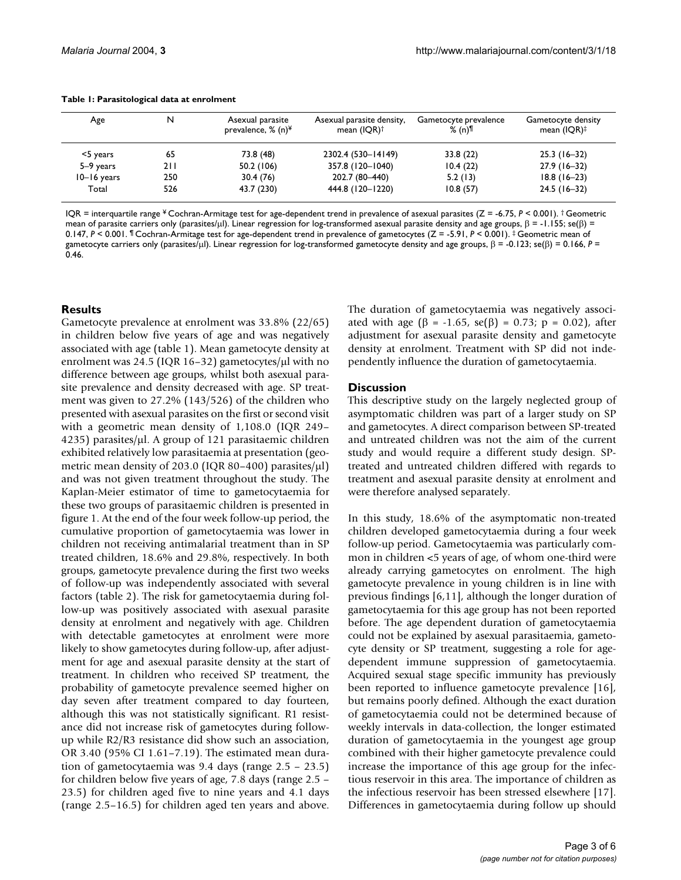**Table 1: Parasitological data at enrolment**

| Age | N | Asexual parasite prevalence, % (n)¥ | Asexual parasite density, mean (IQR)† | Gametocyte prevalence % (n)¶ | Gametocyte density mean (IQR)‡ |
|---|---|---|---|---|---|
| <5 years | 65 | 73.8 (48) | 2302.4 (530–14149) | 33.8 (22) | 25.3 (16–32) |
| 5–9 years | 211 | 50.2 (106) | 357.8 (120–1040) | 10.4 (22) | 27.9 (16–32) |
| 10–16 years | 250 | 30.4 (76) | 202.7 (80–440) | 5.2 (13) | 18.8 (16–23) |
| Total | 526 | 43.7 (230) | 444.8 (120–1220) | 10.8 (57) | 24.5 (16–32) |

IQR = interquartile range ¥ Cochran-Armitage test for age-dependent trend in prevalence of asexual parasites ($Z = -6.75$, $P < 0.001$). † Geometric mean of parasite carriers only (parasites/μl). Linear regression for log-transformed asexual parasite density and age groups, $\beta = -1.155$; $se(\beta) = 0.147$, $P < 0.001$. ¶ Cochran-Armitage test for age-dependent trend in prevalence of gametocytes ($Z = -5.91$, $P < 0.001$). ‡ Geometric mean of gametocyte carriers only (parasites/μl). Linear regression for log-transformed gametocyte density and age groups, $\beta = -0.123$; $se(\beta) = 0.166$, $P = 0.46$.

## Results

Gametocyte prevalence at enrolment was 33.8% (22/65) in children below five years of age and was negatively associated with age (table 1). Mean gametocyte density at enrolment was 24.5 (IQR 16–32) gametocytes/μl with no difference between age groups, whilst both asexual parasite prevalence and density decreased with age. SP treatment was given to 27.2% (143/526) of the children who presented with asexual parasites on the first or second visit with a geometric mean density of 1,108.0 (IQR 249–4235) parasites/μl. A group of 121 parasitaemic children exhibited relatively low parasitaemia at presentation (geometric mean density of 203.0 (IQR 80–400) parasites/μl) and was not given treatment throughout the study. The Kaplan-Meier estimator of time to gametocytaemia for these two groups of parasitaemic children is presented in figure 1. At the end of the four week follow-up period, the cumulative proportion of gametocytaemia was lower in children not receiving antimalarial treatment than in SP treated children, 18.6% and 29.8%, respectively. In both groups, gametocyte prevalence during the first two weeks of follow-up was independently associated with several factors (table 2). The risk for gametocytaemia during follow-up was positively associated with asexual parasite density at enrolment and negatively with age. Children with detectable gametocytes at enrolment were more likely to show gametocytes during follow-up, after adjustment for age and asexual parasite density at the start of treatment. In children who received SP treatment, the probability of gametocyte prevalence seemed higher on day seven after treatment compared to day fourteen, although this was not statistically significant. R1 resistance did not increase risk of gametocytes during follow-up while R2/R3 resistance did show such an association, OR 3.40 (95% CI 1.61–7.19). The estimated mean duration of gametocytaemia was 9.4 days (range 2.5 – 23.5) for children below five years of age, 7.8 days (range 2.5 – 23.5) for children aged five to nine years and 4.1 days (range 2.5–16.5) for children aged ten years and above. The duration of gametocytaemia was negatively associated with age ($\beta = -1.65$, $se(\beta) = 0.73$; $p = 0.02$), after adjustment for asexual parasite density and gametocyte density at enrolment. Treatment with SP did not independently influence the duration of gametocytaemia.

## Discussion

This descriptive study on the largely neglected group of asymptomatic children was part of a larger study on SP and gametocytes. A direct comparison between SP-treated and untreated children was not the aim of the current study and would require a different study design. SP-treated and untreated children differed with regards to treatment and asexual parasite density at enrolment and were therefore analysed separately.

In this study, 18.6% of the asymptomatic non-treated children developed gametocytaemia during a four week follow-up period. Gametocytaemia was particularly common in children <5 years of age, of whom one-third were already carrying gametocytes on enrolment. The high gametocyte prevalence in young children is in line with previous findings [6,11], although the longer duration of gametocytaemia for this age group has not been reported before. The age dependent duration of gametocytaemia could not be explained by asexual parasitaemia, gametocyte density or SP treatment, suggesting a role for age-dependent immune suppression of gametocytaemia. Acquired sexual stage specific immunity has previously been reported to influence gametocyte prevalence [16], but remains poorly defined. Although the exact duration of gametocytaemia could not be determined because of weekly intervals in data-collection, the longer estimated duration of gametocytaemia in the youngest age group combined with their higher gametocyte prevalence could increase the importance of this age group for the infectious reservoir in this area. The importance of children as the infectious reservoir has been stressed elsewhere [17]. Differences in gametocytaemia during follow up should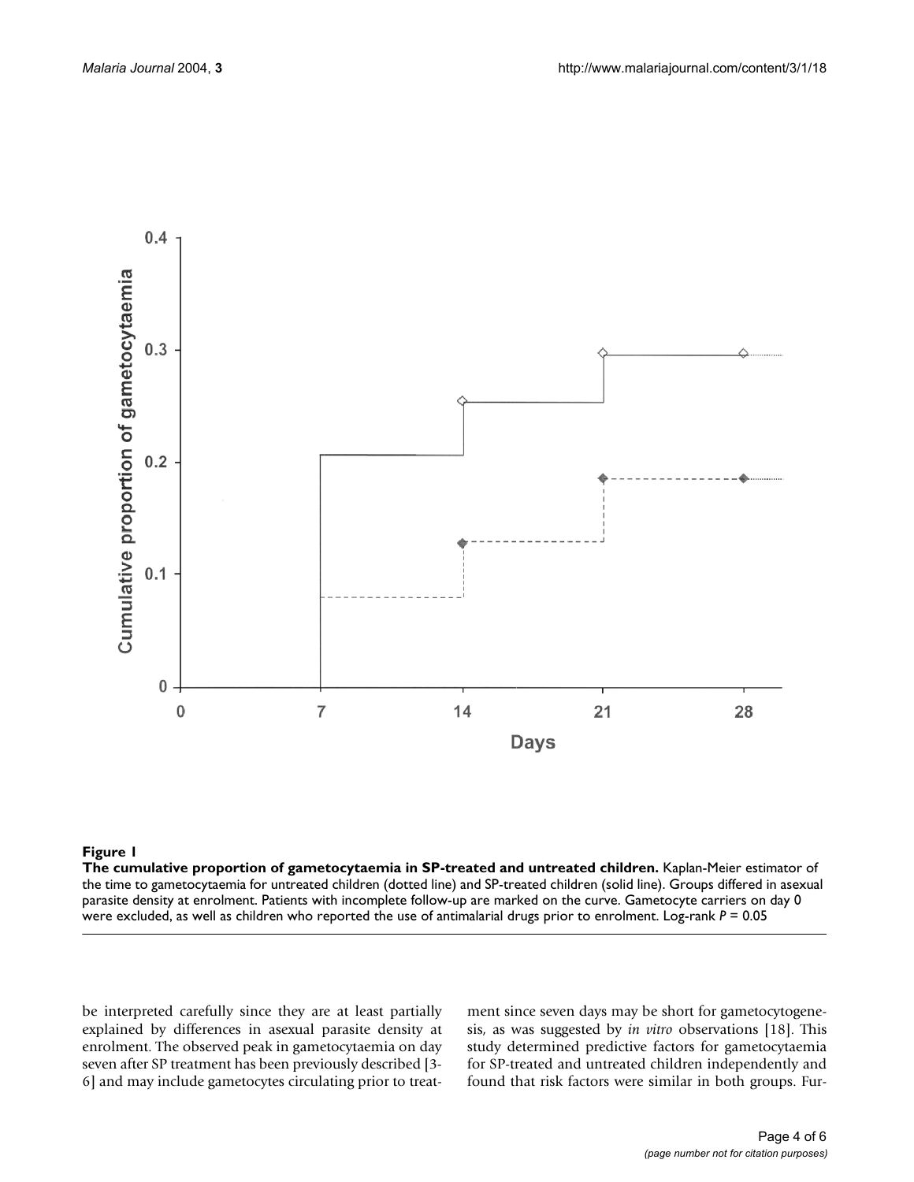**Figure 1**

**The cumulative proportion of gametocytaemia in SP-treated and untreated children.** Kaplan-Meier estimator of the time to gametocytaemia for untreated children (dotted line) and SP-treated children (solid line). Groups differed in asexual parasite density at enrolment. Patients with incomplete follow-up are marked on the curve. Gametocyte carriers on day 0 were excluded, as well as children who reported the use of antimalarial drugs prior to enrolment. Log-rank $P = 0.05$

be interpreted carefully since they are at least partially explained by differences in asexual parasite density at enrolment. The observed peak in gametocytaemia on day seven after SP treatment has been previously described [3-6] and may include gametocytes circulating prior to treatment since seven days may be short for gametocytogenesis, as was suggested by *in vitro* observations [18]. This study determined predictive factors for gametocytaemia for SP-treated and untreated children independently and found that risk factors were similar in both groups. Fur-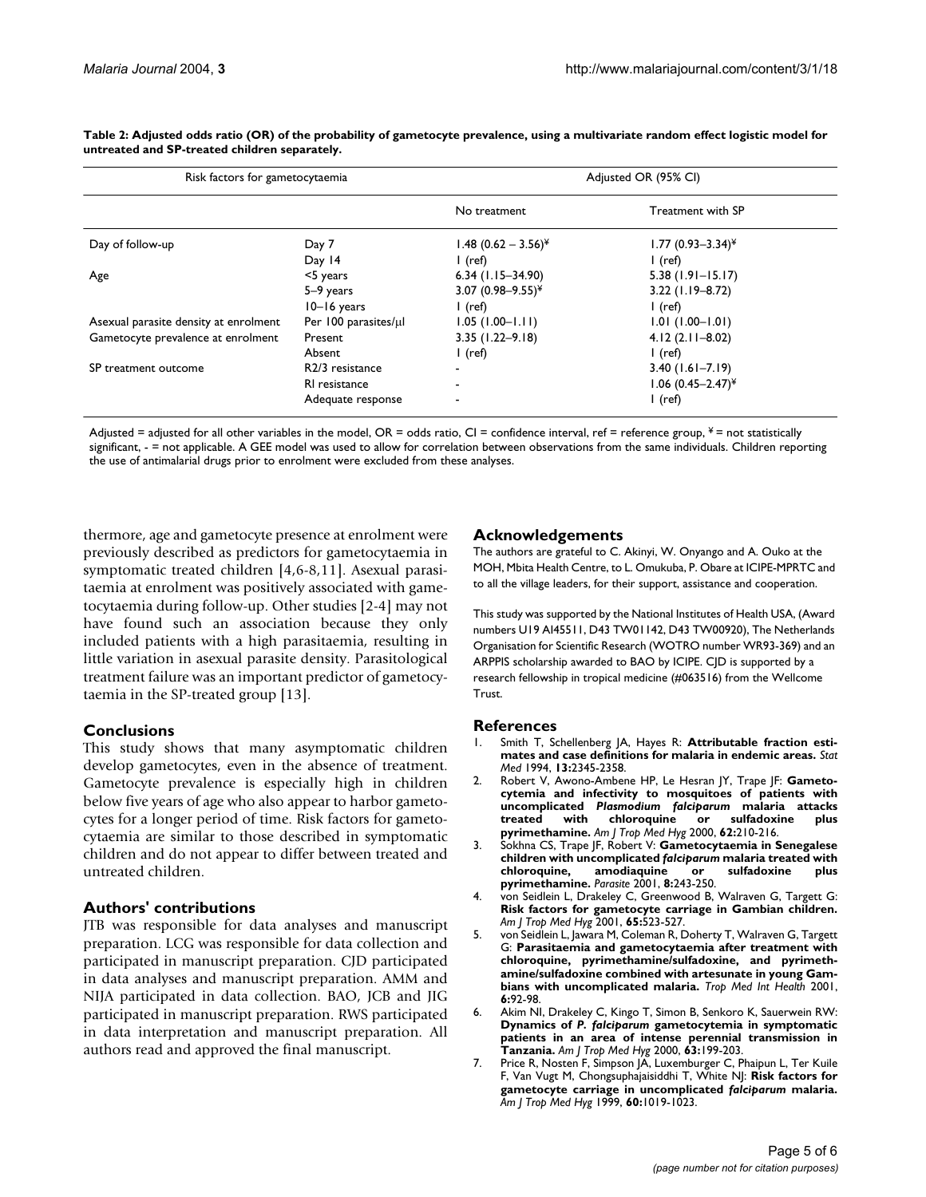**Table 2: Adjusted odds ratio (OR) of the probability of gametocyte prevalence, using a multivariate random effect logistic model for untreated and SP-treated children separately.**

| Risk factors for gametocytaemia | | Adjusted OR (95% CI) | |
|---|---|---|---|
| | | No treatment | Treatment with SP |
| Day of follow-up | Day 7 | 1.48 (0.62 – 3.56)[¥] | 1.77 (0.93–3.34)[¥] |
| | Day 14 | 1 (ref) | 1 (ref) |
| Age | <5 years | 6.34 (1.15–34.90) | 5.38 (1.91–15.17) |
| | 5–9 years | 3.07 (0.98–9.55)[¥] | 3.22 (1.19–8.72) |
| | 10–16 years | 1 (ref) | 1 (ref) |
| Asexual parasite density at enrolment | Per 100 parasites/μl | 1.05 (1.00–1.11) | 1.01 (1.00–1.01) |
| Gametocyte prevalence at enrolment | Present | 3.35 (1.22–9.18) | 4.12 (2.11–8.02) |
| | Absent | 1 (ref) | 1 (ref) |
| SP treatment outcome | R2/3 resistance | - | 3.40 (1.61–7.19) |
| | RI resistance | - | 1.06 (0.45–2.47)[¥] |
| | Adequate response | - | 1 (ref) |

Adjusted = adjusted for all other variables in the model, OR = odds ratio, CI = confidence interval, ref = reference group, ¥ = not statistically significant, - = not applicable. A GEE model was used to allow for correlation between observations from the same individuals. Children reporting the use of antimalarial drugs prior to enrolment were excluded from these analyses.

thermore, age and gametocyte presence at enrolment were previously described as predictors for gametocytaemia in symptomatic treated children [4,6-8,11]. Asexual parasitaemia at enrolment was positively associated with gametocytaemia during follow-up. Other studies [2-4] may not have found such an association because they only included patients with a high parasitaemia, resulting in little variation in asexual parasite density. Parasitological treatment failure was an important predictor of gametocytaemia in the SP-treated group [13].

## Conclusions

This study shows that many asymptomatic children develop gametocytes, even in the absence of treatment. Gametocyte prevalence is especially high in children below five years of age who also appear to harbor gametocytes for a longer period of time. Risk factors for gametocytaemia are similar to those described in symptomatic children and do not appear to differ between treated and untreated children.

## Authors' contributions

JTB was responsible for data analyses and manuscript preparation. LCG was responsible for data collection and participated in manuscript preparation. CJD participated in data analyses and manuscript preparation. AMM and NIJA participated in data collection. BAO, JCB and JIG participated in manuscript preparation. RWS participated in data interpretation and manuscript preparation. All authors read and approved the final manuscript.

## Acknowledgements

The authors are grateful to C. Akinyi, W. Onyango and A. Ouko at the MOH, Mbita Health Centre, to L. Omukuba, P. Obare at ICIPE-MPRTC and to all the village leaders, for their support, assistance and cooperation.

This study was supported by the National Institutes of Health USA, (Award numbers U19 AI45511, D43 TW01142, D43 TW00920), The Netherlands Organisation for Scientific Research (WOTRO number WR93-369) and an ARPPIS scholarship awarded to BAO by ICIPE. CJD is supported by a research fellowship in tropical medicine (#063516) from the Wellcome Trust.

## References

1. Smith T, Schellenberg JA, Hayes R: **Attributable fraction estimates and case definitions for malaria in endemic areas.** *Stat Med* 1994, **13:**2345-2358.
2. Robert V, Awono-Ambene HP, Le Hesran JY, Trape JF: **Gametocytemia and infectivity to mosquitoes of patients with uncomplicated *Plasmodium falciparum* malaria attacks treated with chloroquine or sulfadoxine plus pyrimethamine.** *Am J Trop Med Hyg* 2000, **62:**210-216.
3. Sokhna CS, Trape JF, Robert V: **Gametocytaemia in Senegalese children with uncomplicated *falciparum* malaria treated with chloroquine, amodiaquine or sulfadoxine plus pyrimethamine.** *Parasite* 2001, **8:**243-250.
4. von Seidlein L, Drakeley C, Greenwood B, Walraven G, Targett G: **Risk factors for gametocyte carriage in Gambian children.** *Am J Trop Med Hyg* 2001, **65:**523-527.
5. von Seidlein L, Jawara M, Coleman R, Doherty T, Walraven G, Targett G: **Parasitaemia and gametocytaemia after treatment with chloroquine, pyrimethamine/sulfadoxine, and pyrimethamine/sulfadoxine combined with artesunate in young Gambians with uncomplicated malaria.** *Trop Med Int Health* 2001, **6:**92-98.
6. Akim NI, Drakeley C, Kingo T, Simon B, Senkoro K, Sauerwein RW: **Dynamics of *P. falciparum* gametocytemia in symptomatic patients in an area of intense perennial transmission in Tanzania.** *Am J Trop Med Hyg* 2000, **63:**199-203.
7. Price R, Nosten F, Simpson JA, Luxemburger C, Phaipun L, Ter Kuile F, Van Vugt M, Chongsuphajaisiddhi T, White NJ: **Risk factors for gametocyte carriage in uncomplicated *falciparum* malaria.** *Am J Trop Med Hyg* 1999, **60:**1019-1023.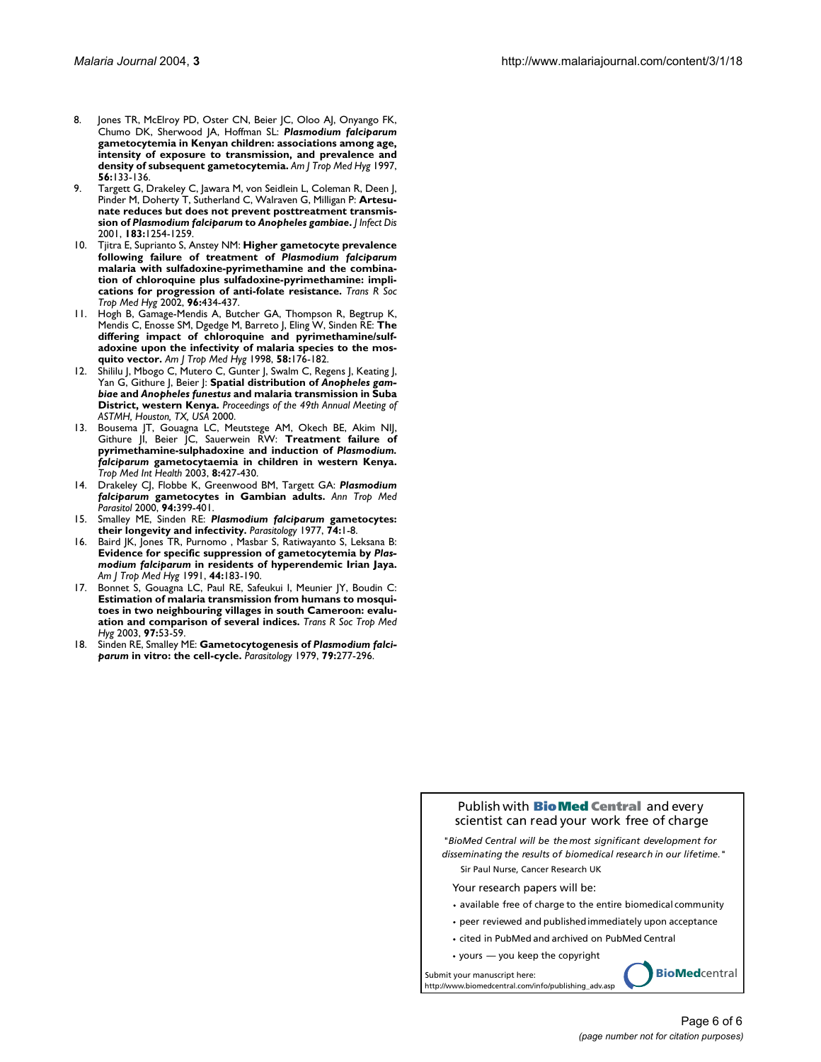8. Jones TR, McElroy PD, Oster CN, Beier JC, Oloo AJ, Onyango FK, Chumo DK, Sherwood JA, Hoffman SL: ***Plasmodium falciparum* gametocytemia in Kenyan children: associations among age, intensity of exposure to transmission, and prevalence and density of subsequent gametocytemia.** *Am J Trop Med Hyg* 1997, **56:**133-136.
9. Targett G, Drakeley C, Jawara M, von Seidlein L, Coleman R, Deen J, Pinder M, Doherty T, Sutherland C, Walraven G, Milligan P: **Artesunate reduces but does not prevent posttreatment transmission of *Plasmodium falciparum* to *Anopheles gambiae*.** *J Infect Dis* 2001, **183:**1254-1259.
10. Tjitra E, Suprianto S, Anstey NM: **Higher gametocyte prevalence following failure of treatment of *Plasmodium falciparum* malaria with sulfadoxine-pyrimethamine and the combination of chloroquine plus sulfadoxine-pyrimethamine: implications for progression of anti-folate resistance.** *Trans R Soc Trop Med Hyg* 2002, **96:**434-437.
11. Hogh B, Gamage-Mendis A, Butcher GA, Thompson R, Begtrup K, Mendis C, Enosse SM, Dgedge M, Barreto J, Eling W, Sinden RE: **The differing impact of chloroquine and pyrimethamine/sulfadoxine upon the infectivity of malaria species to the mosquito vector.** *Am J Trop Med Hyg* 1998, **58:**176-182.
12. Shililu J, Mbogo C, Mutero C, Gunter J, Swalm C, Regens J, Keating J, Yan G, Githure J, Beier J: **Spatial distribution of *Anopheles gambiae* and *Anopheles funestus* and malaria transmission in Suba District, western Kenya.** *Proceedings of the 49th Annual Meeting of ASTMH, Houston, TX, USA* 2000.
13. Bousema JT, Gouagna LC, Meutstege AM, Okech BE, Akim NIJ, Githure JI, Beier JC, Sauerwein RW: **Treatment failure of pyrimethamine-sulphadoxine and induction of *Plasmodium. falciparum* gametocytaemia in children in western Kenya.** *Trop Med Int Health* 2003, **8:**427-430.
14. Drakeley CJ, Flobbe K, Greenwood BM, Targett GA: ***Plasmodium falciparum* gametocytes in Gambian adults.** *Ann Trop Med Parasitol* 2000, **94:**399-401.
15. Smalley ME, Sinden RE: ***Plasmodium falciparum* gametocytes: their longevity and infectivity.** *Parasitology* 1977, **74:**1-8.
16. Baird JK, Jones TR, Purnomo , Masbar S, Ratiwayanto S, Leksana B: **Evidence for specific suppression of gametocytemia by *Plasmodium falciparum* in residents of hyperendemic Irian Jaya.** *Am J Trop Med Hyg* 1991, **44:**183-190.
17. Bonnet S, Gouagna LC, Paul RE, Safeukui I, Meunier JY, Boudin C: **Estimation of malaria transmission from humans to mosquitoes in two neighbouring villages in south Cameroon: evaluation and comparison of several indices.** *Trans R Soc Trop Med Hyg* 2003, **97:**53-59.
18. Sinden RE, Smalley ME: **Gametocytogenesis of *Plasmodium falciparum* in vitro: the cell-cycle.** *Parasitology* 1979, **79:**277-296.

Publish with **BioMed Central** and every scientist can read your work free of charge

*"BioMed Central will be the most significant development for disseminating the results of biomedical research in our lifetime."*

Sir Paul Nurse, Cancer Research UK

Your research papers will be:

- available free of charge to the entire biomedical community
- peer reviewed and published immediately upon acceptance
- cited in PubMed and archived on PubMed Central
- yours — you keep the copyright

Submit your manuscript here:
http://www.biomedcentral.com/info/publishing_adv.asp

BioMedcentral